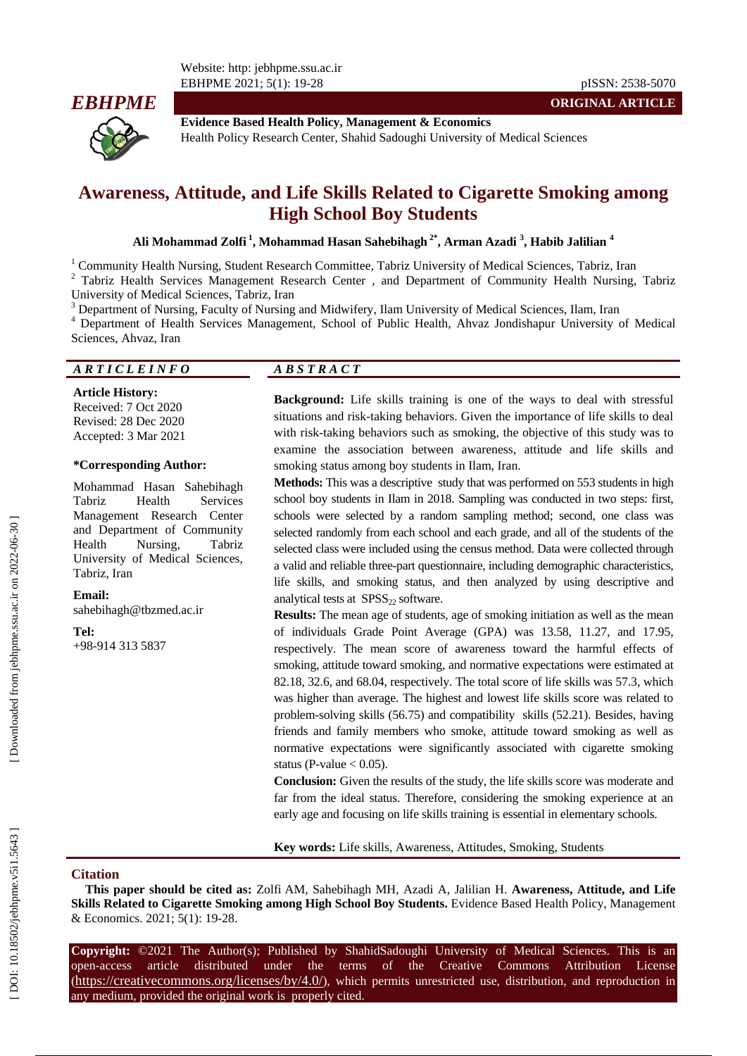**ORIGINAL ARTICLE**

**Evidence Based Health Policy, Management & Economics**
Health Policy Research Center, Shahid Sadoughi University of Medical Sciences

# Awareness, Attitude, and Life Skills Related to Cigarette Smoking among High School Boy Students

**Ali Mohammad Zolfi [1], Mohammad Hasan Sahebihagh [2*], Arman Azadi [3], Habib Jalilian [4]**

[1] Community Health Nursing, Student Research Committee, Tabriz University of Medical Sciences, Tabriz, Iran
[2] Tabriz Health Services Management Research Center , and Department of Community Health Nursing, Tabriz University of Medical Sciences, Tabriz, Iran
[3] Department of Nursing, Faculty of Nursing and Midwifery, Ilam University of Medical Sciences, Ilam, Iran
[4] Department of Health Services Management, School of Public Health, Ahvaz Jondishapur University of Medical Sciences, Ahvaz, Iran

## ARTICLE INFO

**Article History:**
Received: 7 Oct 2020
Revised: 28 Dec 2020
Accepted: 3 Mar 2021

**\*Corresponding Author:**

Mohammad Hasan Sahebihagh
Tabriz Health Services Management Research Center and Department of Community Health Nursing, Tabriz University of Medical Sciences, Tabriz, Iran

**Email:**
sahebihagh@tbzmed.ac.ir

**Tel:**
+98-914 313 5837

## ABSTRACT

**Background:** Life skills training is one of the ways to deal with stressful situations and risk-taking behaviors. Given the importance of life skills to deal with risk-taking behaviors such as smoking, the objective of this study was to examine the association between awareness, attitude and life skills and smoking status among boy students in Ilam, Iran.

**Methods:** This was a descriptive study that was performed on 553 students in high school boy students in Ilam in 2018. Sampling was conducted in two steps: first, schools were selected by a random sampling method; second, one class was selected randomly from each school and each grade, and all of the students of the selected class were included using the census method. Data were collected through a valid and reliable three-part questionnaire, including demographic characteristics, life skills, and smoking status, and then analyzed by using descriptive and analytical tests at $SPSS_{22}$ software.

**Results:** The mean age of students, age of smoking initiation as well as the mean of individuals Grade Point Average (GPA) was 13.58, 11.27, and 17.95, respectively. The mean score of awareness toward the harmful effects of smoking, attitude toward smoking, and normative expectations were estimated at 82.18, 32.6, and 68.04, respectively. The total score of life skills was 57.3, which was higher than average. The highest and lowest life skills score was related to problem-solving skills (56.75) and compatibility skills (52.21). Besides, having friends and family members who smoke, attitude toward smoking as well as normative expectations were significantly associated with cigarette smoking status (P-value $< 0.05$).

**Conclusion:** Given the results of the study, the life skills score was moderate and far from the ideal status. Therefore, considering the smoking experience at an early age and focusing on life skills training is essential in elementary schools.

**Key words:** Life skills, Awareness, Attitudes, Smoking, Students

## Citation

**This paper should be cited as:** Zolfi AM, Sahebihagh MH, Azadi A, Jalilian H. **Awareness, Attitude, and Life Skills Related to Cigarette Smoking among High School Boy Students.** Evidence Based Health Policy, Management & Economics. 2021; 5(1): 19-28.

**Copyright:** ©2021 The Author(s); Published by ShahidSadoughi University of Medical Sciences. This is an open-access article distributed under the terms of the Creative Commons Attribution License (https://creativecommons.org/licenses/by/4.0/), which permits unrestricted use, distribution, and reproduction in any medium, provided the original work is properly cited.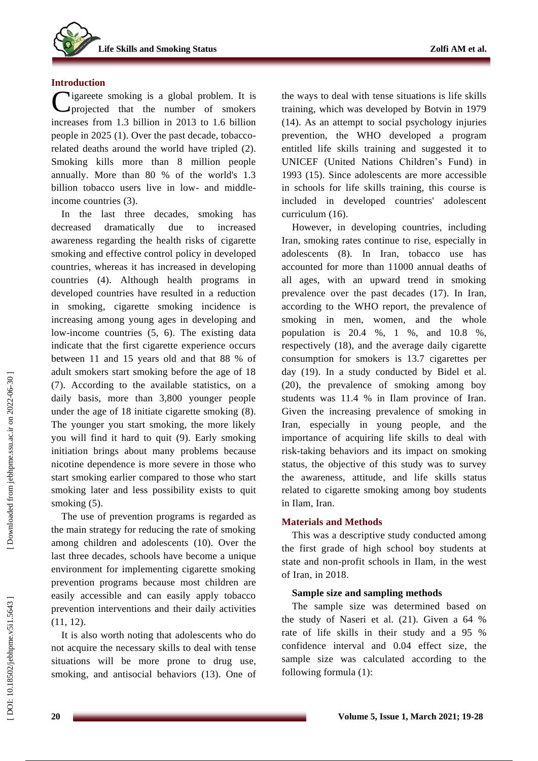## Introduction

Cigareete smoking is a global problem. It is projected that the number of smokers increases from 1.3 billion in 2013 to 1.6 billion people in 2025 (1). Over the past decade, tobacco-related deaths around the world have tripled (2). Smoking kills more than 8 million people annually. More than 80 % of the world's 1.3 billion tobacco users live in low- and middle-income countries (3).

In the last three decades, smoking has decreased dramatically due to increased awareness regarding the health risks of cigarette smoking and effective control policy in developed countries, whereas it has increased in developing countries (4). Although health programs in developed countries have resulted in a reduction in smoking, cigarette smoking incidence is increasing among young ages in developing and low-income countries (5, 6). The existing data indicate that the first cigarette experience occurs between 11 and 15 years old and that 88 % of adult smokers start smoking before the age of 18 (7). According to the available statistics, on a daily basis, more than 3,800 younger people under the age of 18 initiate cigarette smoking (8). The younger you start smoking, the more likely you will find it hard to quit (9). Early smoking initiation brings about many problems because nicotine dependence is more severe in those who start smoking earlier compared to those who start smoking later and less possibility exists to quit smoking (5).

The use of prevention programs is regarded as the main strategy for reducing the rate of smoking among children and adolescents (10). Over the last three decades, schools have become a unique environment for implementing cigarette smoking prevention programs because most children are easily accessible and can easily apply tobacco prevention interventions and their daily activities (11, 12).

It is also worth noting that adolescents who do not acquire the necessary skills to deal with tense situations will be more prone to drug use, smoking, and antisocial behaviors (13). One of the ways to deal with tense situations is life skills training, which was developed by Botvin in 1979 (14). As an attempt to social psychology injuries prevention, the WHO developed a program entitled life skills training and suggested it to UNICEF (United Nations Children's Fund) in 1993 (15). Since adolescents are more accessible in schools for life skills training, this course is included in developed countries' adolescent curriculum (16).

However, in developing countries, including Iran, smoking rates continue to rise, especially in adolescents (8). In Iran, tobacco use has accounted for more than 11000 annual deaths of all ages, with an upward trend in smoking prevalence over the past decades (17). In Iran, according to the WHO report, the prevalence of smoking in men, women, and the whole population is 20.4 %, 1 %, and 10.8 %, respectively (18), and the average daily cigarette consumption for smokers is 13.7 cigarettes per day (19). In a study conducted by Bidel et al. (20), the prevalence of smoking among boy students was 11.4 % in Ilam province of Iran. Given the increasing prevalence of smoking in Iran, especially in young people, and the importance of acquiring life skills to deal with risk-taking behaviors and its impact on smoking status, the objective of this study was to survey the awareness, attitude, and life skills status related to cigarette smoking among boy students in Ilam, Iran.

## Materials and Methods

This was a descriptive study conducted among the first grade of high school boy students at state and non-profit schools in Ilam, in the west of Iran, in 2018.

### Sample size and sampling methods

The sample size was determined based on the study of Naseri et al. (21). Given a 64 % rate of life skills in their study and a 95 % confidence interval and 0.04 effect size, the sample size was calculated according to the following formula (1):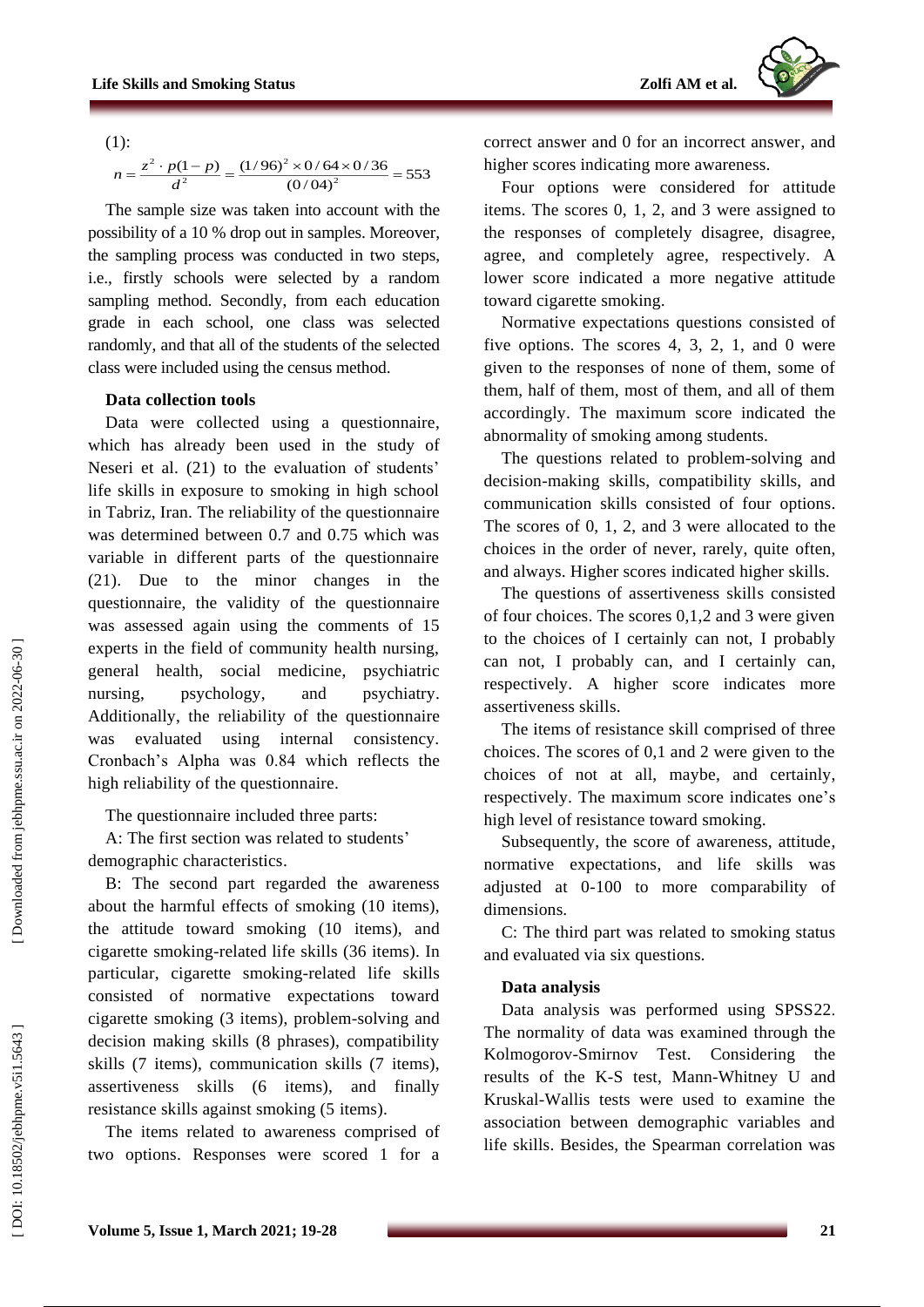(1):

$$n = \frac{z^2 \cdot p(1-p)}{d^2} = \frac{(1/96)^2 \times 0/64 \times 0/36}{(0/04)^2} = 553$$

The sample size was taken into account with the possibility of a 10 % drop out in samples. Moreover, the sampling process was conducted in two steps, i.e., firstly schools were selected by a random sampling method. Secondly, from each education grade in each school, one class was selected randomly, and that all of the students of the selected class were included using the census method.

### Data collection tools

Data were collected using a questionnaire, which has already been used in the study of Neseri et al. (21) to the evaluation of students' life skills in exposure to smoking in high school in Tabriz, Iran. The reliability of the questionnaire was determined between 0.7 and 0.75 which was variable in different parts of the questionnaire (21). Due to the minor changes in the questionnaire, the validity of the questionnaire was assessed again using the comments of 15 experts in the field of community health nursing, general health, social medicine, psychiatric nursing, psychology, and psychiatry. Additionally, the reliability of the questionnaire was evaluated using internal consistency. Cronbach's Alpha was 0.84 which reflects the high reliability of the questionnaire.

The questionnaire included three parts:

A: The first section was related to students' demographic characteristics.

B: The second part regarded the awareness about the harmful effects of smoking (10 items), the attitude toward smoking (10 items), and cigarette smoking-related life skills (36 items). In particular, cigarette smoking-related life skills consisted of normative expectations toward cigarette smoking (3 items), problem-solving and decision making skills (8 phrases), compatibility skills (7 items), communication skills (7 items), assertiveness skills (6 items), and finally resistance skills against smoking (5 items).

The items related to awareness comprised of two options. Responses were scored 1 for a correct answer and 0 for an incorrect answer, and higher scores indicating more awareness.

Four options were considered for attitude items. The scores 0, 1, 2, and 3 were assigned to the responses of completely disagree, disagree, agree, and completely agree, respectively. A lower score indicated a more negative attitude toward cigarette smoking.

Normative expectations questions consisted of five options. The scores 4, 3, 2, 1, and 0 were given to the responses of none of them, some of them, half of them, most of them, and all of them accordingly. The maximum score indicated the abnormality of smoking among students.

The questions related to problem-solving and decision-making skills, compatibility skills, and communication skills consisted of four options. The scores of 0, 1, 2, and 3 were allocated to the choices in the order of never, rarely, quite often, and always. Higher scores indicated higher skills.

The questions of assertiveness skills consisted of four choices. The scores 0,1,2 and 3 were given to the choices of I certainly can not, I probably can not, I probably can, and I certainly can, respectively. A higher score indicates more assertiveness skills.

The items of resistance skill comprised of three choices. The scores of 0,1 and 2 were given to the choices of not at all, maybe, and certainly, respectively. The maximum score indicates one's high level of resistance toward smoking.

Subsequently, the score of awareness, attitude, normative expectations, and life skills was adjusted at 0-100 to more comparability of dimensions.

C: The third part was related to smoking status and evaluated via six questions.

### Data analysis

Data analysis was performed using SPSS22. The normality of data was examined through the Kolmogorov-Smirnov Test. Considering the results of the K-S test, Mann-Whitney U and Kruskal-Wallis tests were used to examine the association between demographic variables and life skills. Besides, the Spearman correlation was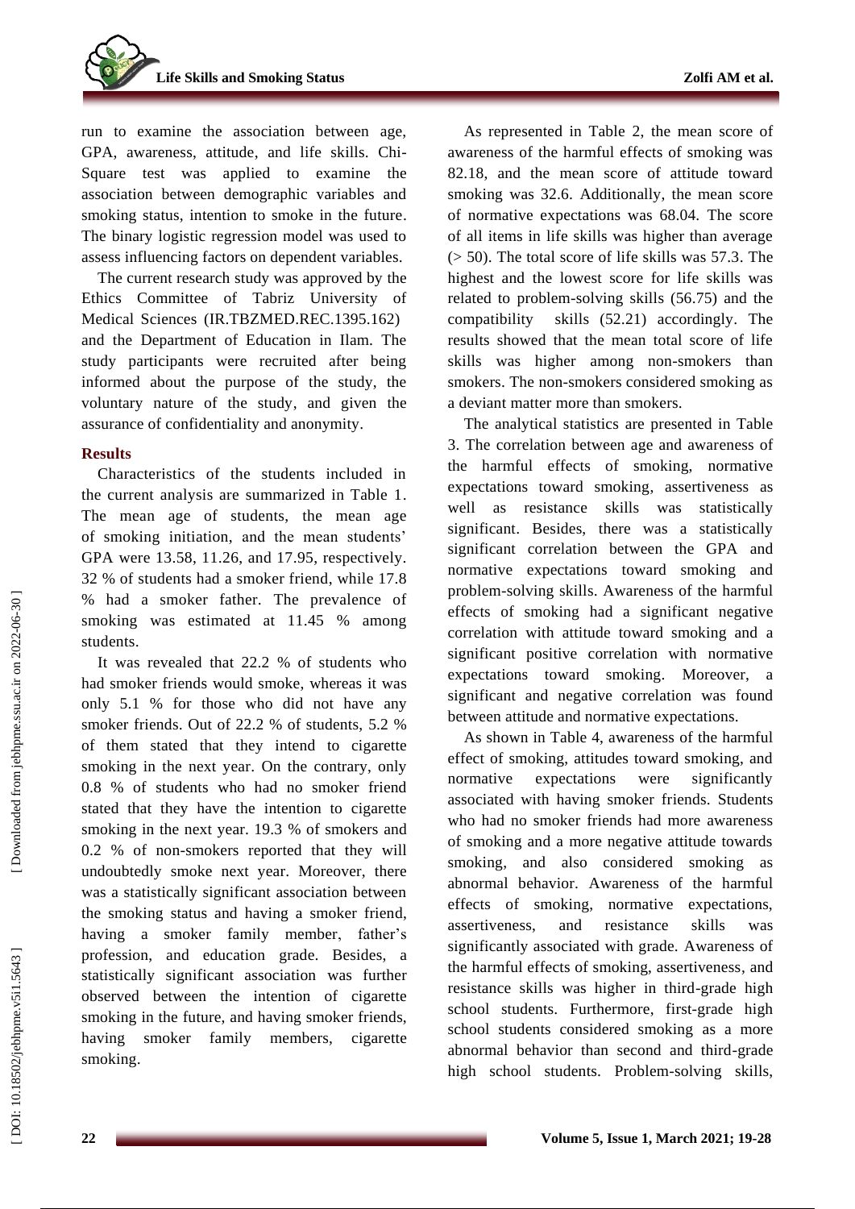run to examine the association between age, GPA, awareness, attitude, and life skills. Chi-Square test was applied to examine the association between demographic variables and smoking status, intention to smoke in the future. The binary logistic regression model was used to assess influencing factors on dependent variables.

The current research study was approved by the Ethics Committee of Tabriz University of Medical Sciences (IR.TBZMED.REC.1395.162) and the Department of Education in Ilam. The study participants were recruited after being informed about the purpose of the study, the voluntary nature of the study, and given the assurance of confidentiality and anonymity.

## Results

Characteristics of the students included in the current analysis are summarized in Table 1. The mean age of students, the mean age of smoking initiation, and the mean students' GPA were 13.58, 11.26, and 17.95, respectively. 32 % of students had a smoker friend, while 17.8 % had a smoker father. The prevalence of smoking was estimated at 11.45 % among students.

It was revealed that 22.2 % of students who had smoker friends would smoke, whereas it was only 5.1 % for those who did not have any smoker friends. Out of 22.2 % of students, 5.2 % of them stated that they intend to cigarette smoking in the next year. On the contrary, only 0.8 % of students who had no smoker friend stated that they have the intention to cigarette smoking in the next year. 19.3 % of smokers and 0.2 % of non-smokers reported that they will undoubtedly smoke next year. Moreover, there was a statistically significant association between the smoking status and having a smoker friend, having a smoker family member, father's profession, and education grade. Besides, a statistically significant association was further observed between the intention of cigarette smoking in the future, and having smoker friends, having smoker family members, cigarette smoking.

As represented in Table 2, the mean score of awareness of the harmful effects of smoking was 82.18, and the mean score of attitude toward smoking was 32.6. Additionally, the mean score of normative expectations was 68.04. The score of all items in life skills was higher than average (> 50). The total score of life skills was 57.3. The highest and the lowest score for life skills was related to problem-solving skills (56.75) and the compatibility skills (52.21) accordingly. The results showed that the mean total score of life skills was higher among non-smokers than smokers. The non-smokers considered smoking as a deviant matter more than smokers.

The analytical statistics are presented in Table 3. The correlation between age and awareness of the harmful effects of smoking, normative expectations toward smoking, assertiveness as well as resistance skills was statistically significant. Besides, there was a statistically significant correlation between the GPA and normative expectations toward smoking and problem-solving skills. Awareness of the harmful effects of smoking had a significant negative correlation with attitude toward smoking and a significant positive correlation with normative expectations toward smoking. Moreover, a significant and negative correlation was found between attitude and normative expectations.

As shown in Table 4, awareness of the harmful effect of smoking, attitudes toward smoking, and normative expectations were significantly associated with having smoker friends. Students who had no smoker friends had more awareness of smoking and a more negative attitude towards smoking, and also considered smoking as abnormal behavior. Awareness of the harmful effects of smoking, normative expectations, assertiveness, and resistance skills was significantly associated with grade. Awareness of the harmful effects of smoking, assertiveness, and resistance skills was higher in third-grade high school students. Furthermore, first-grade high school students considered smoking as a more abnormal behavior than second and third-grade high school students. Problem-solving skills,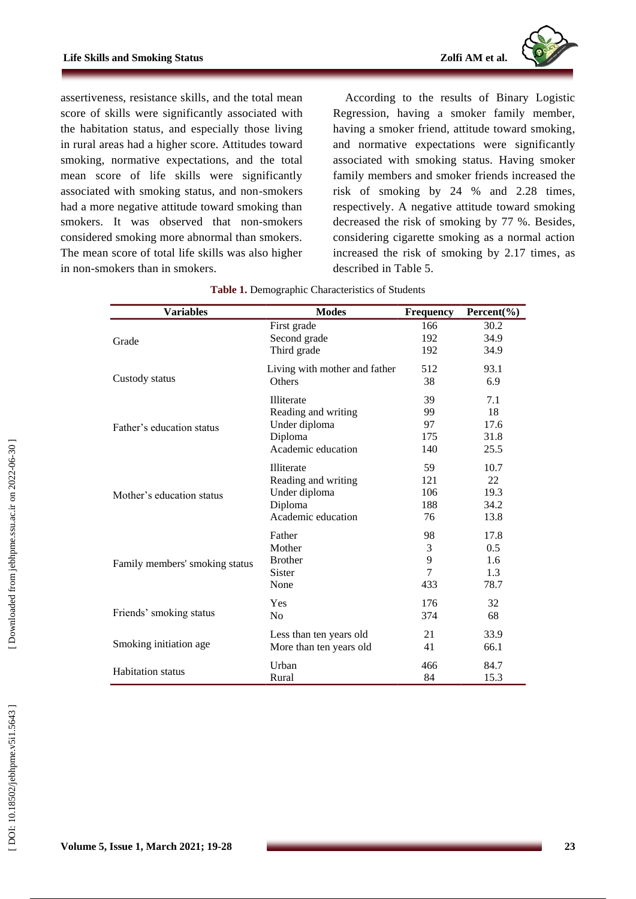assertiveness, resistance skills, and the total mean score of skills were significantly associated with the habitation status, and especially those living in rural areas had a higher score. Attitudes toward smoking, normative expectations, and the total mean score of life skills were significantly associated with smoking status, and non-smokers had a more negative attitude toward smoking than smokers. It was observed that non-smokers considered smoking more abnormal than smokers. The mean score of total life skills was also higher in non-smokers than in smokers.

According to the results of Binary Logistic Regression, having a smoker family member, having a smoker friend, attitude toward smoking, and normative expectations were significantly associated with smoking status. Having smoker family members and smoker friends increased the risk of smoking by 24 % and 2.28 times, respectively. A negative attitude toward smoking decreased the risk of smoking by 77 %. Besides, considering cigarette smoking as a normal action increased the risk of smoking by 2.17 times, as described in Table 5.

**Table 1.** Demographic Characteristics of Students

| Variables | Modes | Frequency | Percent(%) |
|---|---|---|---|
| Grade | First grade | 166 | 30.2 |
| | Second grade | 192 | 34.9 |
| | Third grade | 192 | 34.9 |
| Custody status | Living with mother and father | 512 | 93.1 |
| | Others | 38 | 6.9 |
| Father's education status | Illiterate | 39 | 7.1 |
| | Reading and writing | 99 | 18 |
| | Under diploma | 97 | 17.6 |
| | Diploma | 175 | 31.8 |
| | Academic education | 140 | 25.5 |
| Mother's education status | Illiterate | 59 | 10.7 |
| | Reading and writing | 121 | 22 |
| | Under diploma | 106 | 19.3 |
| | Diploma | 188 | 34.2 |
| | Academic education | 76 | 13.8 |
| Family members' smoking status | Father | 98 | 17.8 |
| | Mother | 3 | 0.5 |
| | Brother | 9 | 1.6 |
| | Sister | 7 | 1.3 |
| | None | 433 | 78.7 |
| Friends' smoking status | Yes | 176 | 32 |
| | No | 374 | 68 |
| Smoking initiation age | Less than ten years old | 21 | 33.9 |
| | More than ten years old | 41 | 66.1 |
| Habitation status | Urban | 466 | 84.7 |
| | Rural | 84 | 15.3 |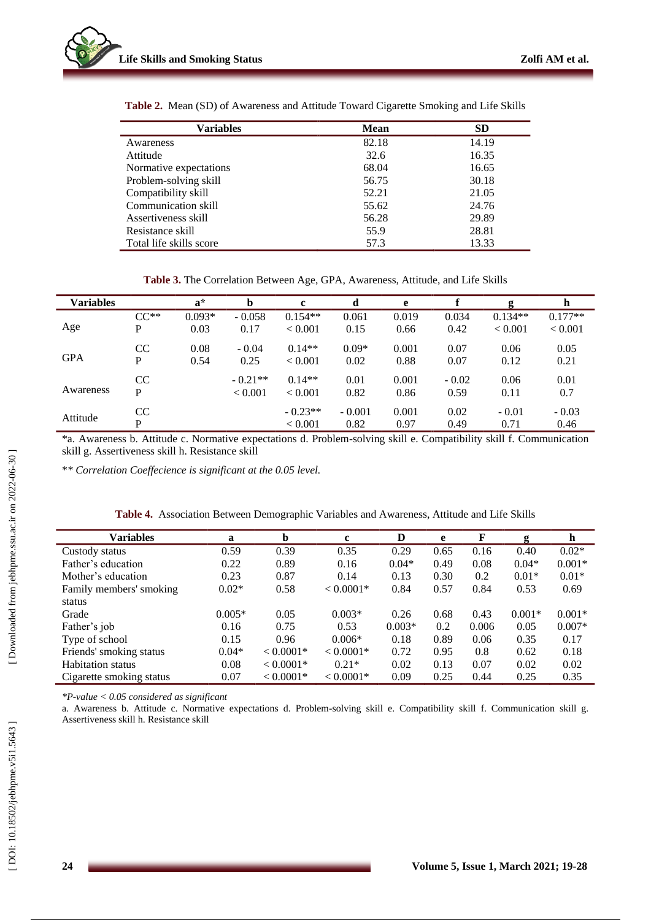**Table 2.** Mean (SD) of Awareness and Attitude Toward Cigarette Smoking and Life Skills

| Variables | Mean | SD |
|---|---|---|
| Awareness | 82.18 | 14.19 |
| Attitude | 32.6 | 16.35 |
| Normative expectations | 68.04 | 16.65 |
| Problem-solving skill | 56.75 | 30.18 |
| Compatibility skill | 52.21 | 21.05 |
| Communication skill | 55.62 | 24.76 |
| Assertiveness skill | 56.28 | 29.89 |
| Resistance skill | 55.9 | 28.81 |
| Total life skills score | 57.3 | 13.33 |

**Table 3.** The Correlation Between Age, GPA, Awareness, Attitude, and Life Skills

| Variables | | a* | b | c | d | e | f | g | h |
|---|---|---|---|---|---|---|---|---|---|
| Age | CC** | 0.093* | - 0.058 | 0.154** | 0.061 | 0.019 | 0.034 | 0.134** | 0.177** |
| | P | 0.03 | 0.17 | < 0.001 | 0.15 | 0.66 | 0.42 | < 0.001 | < 0.001 |
| GPA | CC | 0.08 | - 0.04 | 0.14** | 0.09* | 0.001 | 0.07 | 0.06 | 0.05 |
| | P | 0.54 | 0.25 | < 0.001 | 0.02 | 0.88 | 0.07 | 0.12 | 0.21 |
| Awareness | CC | | - 0.21** | 0.14** | 0.01 | 0.001 | - 0.02 | 0.06 | 0.01 |
| | P | | < 0.001 | < 0.001 | 0.82 | 0.86 | 0.59 | 0.11 | 0.7 |
| Attitude | CC | | | - 0.23** | - 0.001 | 0.001 | 0.02 | - 0.01 | - 0.03 |
| | P | | | < 0.001 | 0.82 | 0.97 | 0.49 | 0.71 | 0.46 |

*a. Awareness b. Attitude c. Normative expectations d. Problem-solving skill e. Compatibility skill f. Communication skill g. Assertiveness skill h. Resistance skill

** *Correlation Coeffecience is significant at the 0.05 level.*

**Table 4.** Association Between Demographic Variables and Awareness, Attitude and Life Skills

| Variables | a | b | c | D | e | F | g | h |
|---|---|---|---|---|---|---|---|---|
| Custody status | 0.59 | 0.39 | 0.35 | 0.29 | 0.65 | 0.16 | 0.40 | 0.02* |
| Father's education | 0.22 | 0.89 | 0.16 | 0.04* | 0.49 | 0.08 | 0.04* | 0.001* |
| Mother's education | 0.23 | 0.87 | 0.14 | 0.13 | 0.30 | 0.2 | 0.01* | 0.01* |
| Family members' smoking status | 0.02* | 0.58 | < 0.0001* | 0.84 | 0.57 | 0.84 | 0.53 | 0.69 |
| Grade | 0.005* | 0.05 | 0.003* | 0.26 | 0.68 | 0.43 | 0.001* | 0.001* |
| Father's job | 0.16 | 0.75 | 0.53 | 0.003* | 0.2 | 0.006 | 0.05 | 0.007* |
| Type of school | 0.15 | 0.96 | 0.006* | 0.18 | 0.89 | 0.06 | 0.35 | 0.17 |
| Friends' smoking status | 0.04* | < 0.0001* | < 0.0001* | 0.72 | 0.95 | 0.8 | 0.62 | 0.18 |
| Habitation status | 0.08 | < 0.0001* | 0.21* | 0.02 | 0.13 | 0.07 | 0.02 | 0.02 |
| Cigarette smoking status | 0.07 | < 0.0001* | < 0.0001* | 0.09 | 0.25 | 0.44 | 0.25 | 0.35 |

*\*P-value < 0.05 considered as significant*

a. Awareness b. Attitude c. Normative expectations d. Problem-solving skill e. Compatibility skill f. Communication skill g. Assertiveness skill h. Resistance skill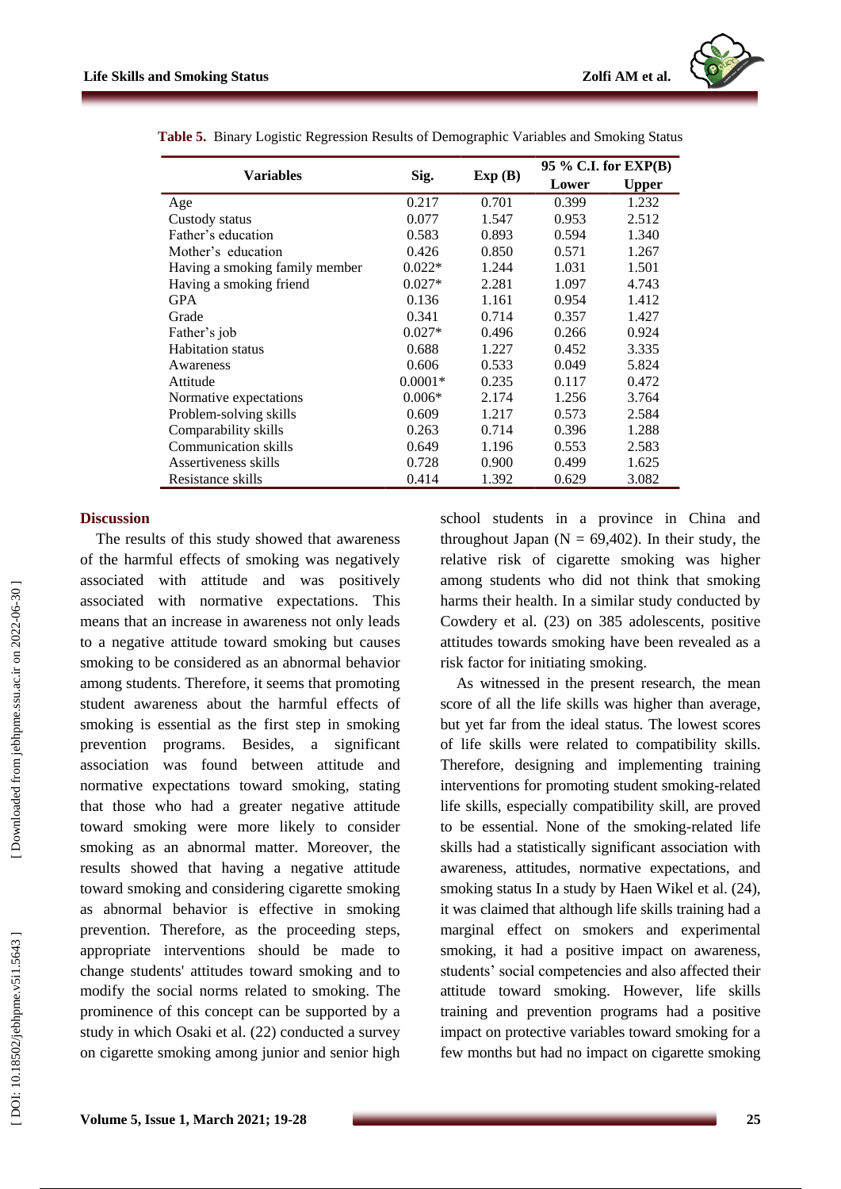**Table 5.** Binary Logistic Regression Results of Demographic Variables and Smoking Status

| Variables | Sig. | Exp (B) | 95 % C.I. for EXP(B) | |
|---|---|---|---|---|
| | | | Lower | Upper |
| Age | 0.217 | 0.701 | 0.399 | 1.232 |
| Custody status | 0.077 | 1.547 | 0.953 | 2.512 |
| Father's education | 0.583 | 0.893 | 0.594 | 1.340 |
| Mother's education | 0.426 | 0.850 | 0.571 | 1.267 |
| Having a smoking family member | 0.022* | 1.244 | 1.031 | 1.501 |
| Having a smoking friend | 0.027* | 2.281 | 1.097 | 4.743 |
| GPA | 0.136 | 1.161 | 0.954 | 1.412 |
| Grade | 0.341 | 0.714 | 0.357 | 1.427 |
| Father's job | 0.027* | 0.496 | 0.266 | 0.924 |
| Habitation status | 0.688 | 1.227 | 0.452 | 3.335 |
| Awareness | 0.606 | 0.533 | 0.049 | 5.824 |
| Attitude | 0.0001* | 0.235 | 0.117 | 0.472 |
| Normative expectations | 0.006* | 2.174 | 1.256 | 3.764 |
| Problem-solving skills | 0.609 | 1.217 | 0.573 | 2.584 |
| Comparability skills | 0.263 | 0.714 | 0.396 | 1.288 |
| Communication skills | 0.649 | 1.196 | 0.553 | 2.583 |
| Assertiveness skills | 0.728 | 0.900 | 0.499 | 1.625 |
| Resistance skills | 0.414 | 1.392 | 0.629 | 3.082 |

## Discussion

The results of this study showed that awareness of the harmful effects of smoking was negatively associated with attitude and was positively associated with normative expectations. This means that an increase in awareness not only leads to a negative attitude toward smoking but causes smoking to be considered as an abnormal behavior among students. Therefore, it seems that promoting student awareness about the harmful effects of smoking is essential as the first step in smoking prevention programs. Besides, a significant association was found between attitude and normative expectations toward smoking, stating that those who had a greater negative attitude toward smoking were more likely to consider smoking as an abnormal matter. Moreover, the results showed that having a negative attitude toward smoking and considering cigarette smoking as abnormal behavior is effective in smoking prevention. Therefore, as the proceeding steps, appropriate interventions should be made to change students' attitudes toward smoking and to modify the social norms related to smoking. The prominence of this concept can be supported by a study in which Osaki et al. (22) conducted a survey on cigarette smoking among junior and senior high school students in a province in China and throughout Japan (N = 69,402). In their study, the relative risk of cigarette smoking was higher among students who did not think that smoking harms their health. In a similar study conducted by Cowdery et al. (23) on 385 adolescents, positive attitudes towards smoking have been revealed as a risk factor for initiating smoking.

As witnessed in the present research, the mean score of all the life skills was higher than average, but yet far from the ideal status. The lowest scores of life skills were related to compatibility skills. Therefore, designing and implementing training interventions for promoting student smoking-related life skills, especially compatibility skill, are proved to be essential. None of the smoking-related life skills had a statistically significant association with awareness, attitudes, normative expectations, and smoking status In a study by Haen Wikel et al. (24), it was claimed that although life skills training had a marginal effect on smokers and experimental smoking, it had a positive impact on awareness, students' social competencies and also affected their attitude toward smoking. However, life skills training and prevention programs had a positive impact on protective variables toward smoking for a few months but had no impact on cigarette smoking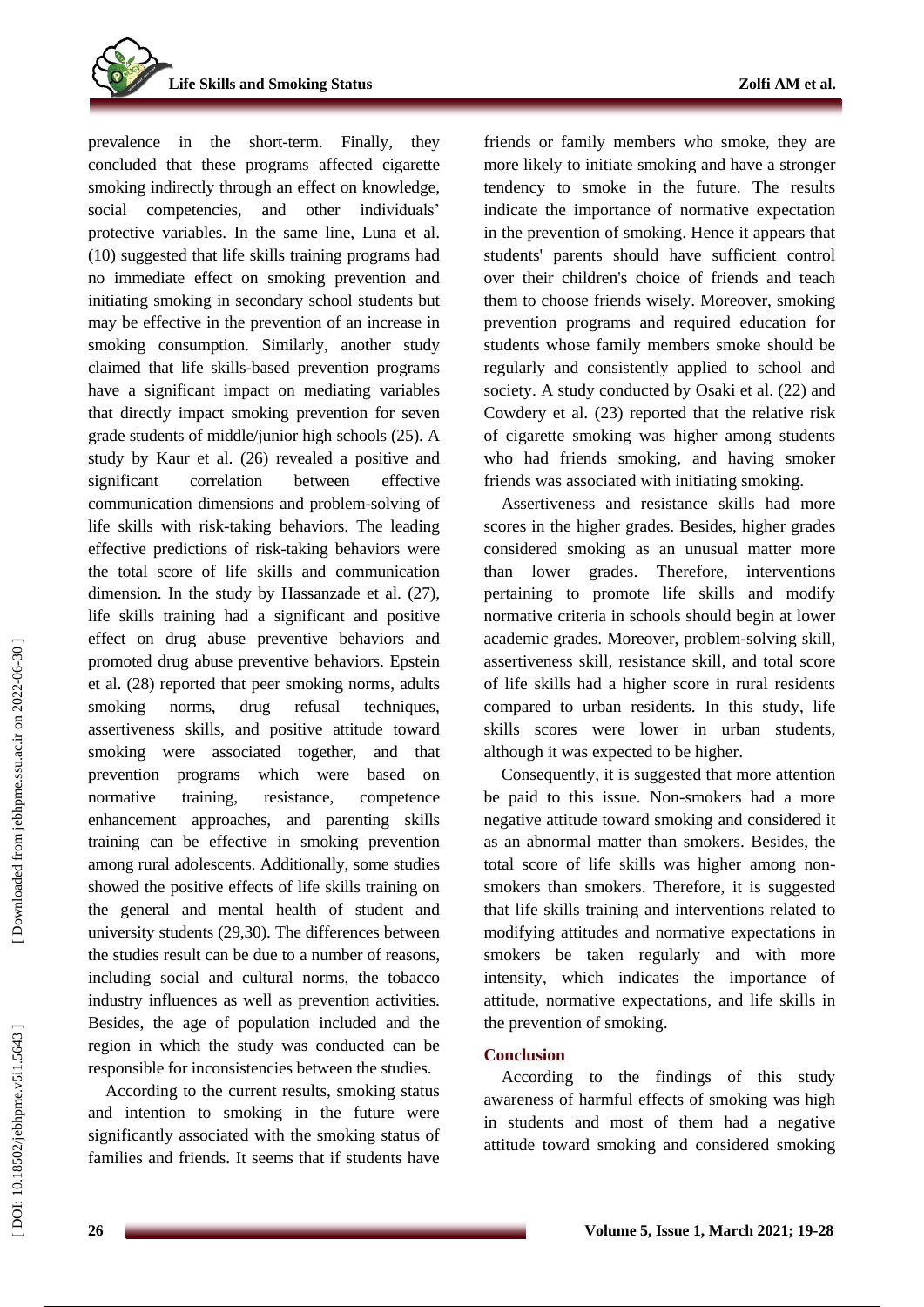prevalence in the short-term. Finally, they concluded that these programs affected cigarette smoking indirectly through an effect on knowledge, social competencies, and other individuals' protective variables. In the same line, Luna et al. (10) suggested that life skills training programs had no immediate effect on smoking prevention and initiating smoking in secondary school students but may be effective in the prevention of an increase in smoking consumption. Similarly, another study claimed that life skills-based prevention programs have a significant impact on mediating variables that directly impact smoking prevention for seven grade students of middle/junior high schools (25). A study by Kaur et al. (26) revealed a positive and significant correlation between effective communication dimensions and problem-solving of life skills with risk-taking behaviors. The leading effective predictions of risk-taking behaviors were the total score of life skills and communication dimension. In the study by Hassanzade et al. (27), life skills training had a significant and positive effect on drug abuse preventive behaviors and promoted drug abuse preventive behaviors. Epstein et al. (28) reported that peer smoking norms, adults smoking norms, drug refusal techniques, assertiveness skills, and positive attitude toward smoking were associated together, and that prevention programs which were based on normative training, resistance, competence enhancement approaches, and parenting skills training can be effective in smoking prevention among rural adolescents. Additionally, some studies showed the positive effects of life skills training on the general and mental health of student and university students (29,30). The differences between the studies result can be due to a number of reasons, including social and cultural norms, the tobacco industry influences as well as prevention activities. Besides, the age of population included and the region in which the study was conducted can be responsible for inconsistencies between the studies.

According to the current results, smoking status and intention to smoking in the future were significantly associated with the smoking status of families and friends. It seems that if students have friends or family members who smoke, they are more likely to initiate smoking and have a stronger tendency to smoke in the future. The results indicate the importance of normative expectation in the prevention of smoking. Hence it appears that students' parents should have sufficient control over their children's choice of friends and teach them to choose friends wisely. Moreover, smoking prevention programs and required education for students whose family members smoke should be regularly and consistently applied to school and society. A study conducted by Osaki et al. (22) and Cowdery et al. (23) reported that the relative risk of cigarette smoking was higher among students who had friends smoking, and having smoker friends was associated with initiating smoking.

Assertiveness and resistance skills had more scores in the higher grades. Besides, higher grades considered smoking as an unusual matter more than lower grades. Therefore, interventions pertaining to promote life skills and modify normative criteria in schools should begin at lower academic grades. Moreover, problem-solving skill, assertiveness skill, resistance skill, and total score of life skills had a higher score in rural residents compared to urban residents. In this study, life skills scores were lower in urban students, although it was expected to be higher.

Consequently, it is suggested that more attention be paid to this issue. Non-smokers had a more negative attitude toward smoking and considered it as an abnormal matter than smokers. Besides, the total score of life skills was higher among non-smokers than smokers. Therefore, it is suggested that life skills training and interventions related to modifying attitudes and normative expectations in smokers be taken regularly and with more intensity, which indicates the importance of attitude, normative expectations, and life skills in the prevention of smoking.

## Conclusion

According to the findings of this study awareness of harmful effects of smoking was high in students and most of them had a negative attitude toward smoking and considered smoking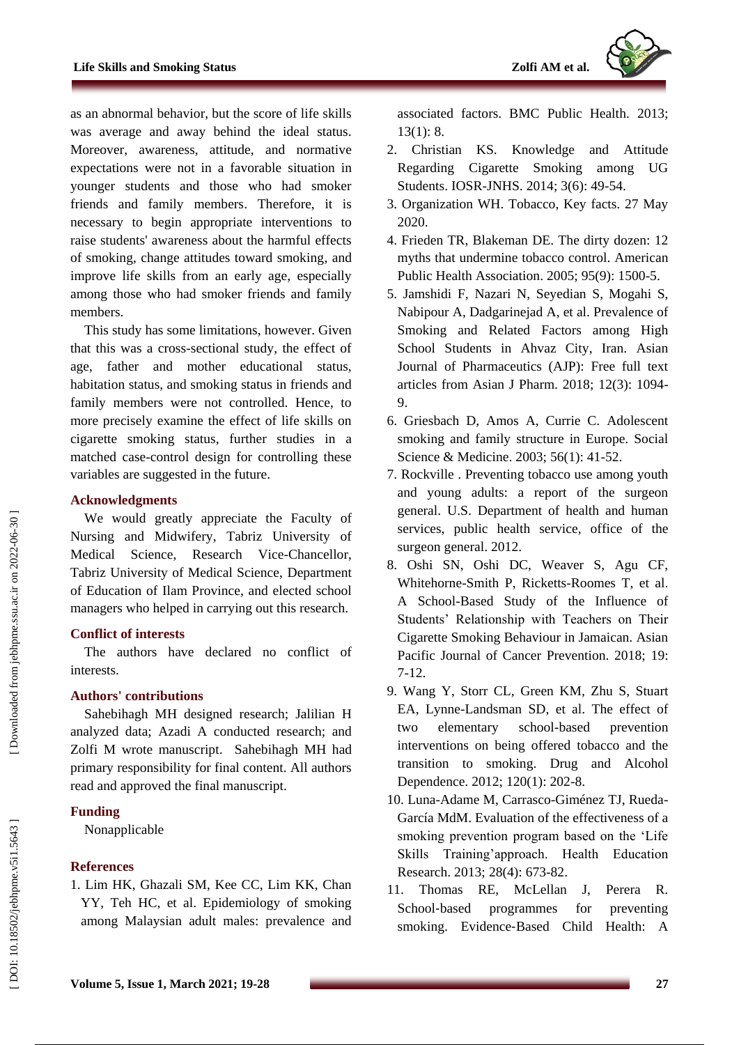as an abnormal behavior, but the score of life skills was average and away behind the ideal status. Moreover, awareness, attitude, and normative expectations were not in a favorable situation in younger students and those who had smoker friends and family members. Therefore, it is necessary to begin appropriate interventions to raise students' awareness about the harmful effects of smoking, change attitudes toward smoking, and improve life skills from an early age, especially among those who had smoker friends and family members.

This study has some limitations, however. Given that this was a cross-sectional study, the effect of age, father and mother educational status, habitation status, and smoking status in friends and family members were not controlled. Hence, to more precisely examine the effect of life skills on cigarette smoking status, further studies in a matched case-control design for controlling these variables are suggested in the future.

## Acknowledgments

We would greatly appreciate the Faculty of Nursing and Midwifery, Tabriz University of Medical Science, Research Vice-Chancellor, Tabriz University of Medical Science, Department of Education of Ilam Province, and elected school managers who helped in carrying out this research.

## Conflict of interests

The authors have declared no conflict of interests.

## Authors' contributions

Sahebihagh MH designed research; Jalilian H analyzed data; Azadi A conducted research; and Zolfi M wrote manuscript. Sahebihagh MH had primary responsibility for final content. All authors read and approved the final manuscript.

## Funding

Nonapplicable

## References

1. Lim HK, Ghazali SM, Kee CC, Lim KK, Chan YY, Teh HC, et al. Epidemiology of smoking among Malaysian adult males: prevalence and associated factors. BMC Public Health. 2013; 13(1): 8.
2. Christian KS. Knowledge and Attitude Regarding Cigarette Smoking among UG Students. IOSR-JNHS. 2014; 3(6): 49-54.
3. Organization WH. Tobacco, Key facts. 27 May 2020.
4. Frieden TR, Blakeman DE. The dirty dozen: 12 myths that undermine tobacco control. American Public Health Association. 2005; 95(9): 1500-5.
5. Jamshidi F, Nazari N, Seyedian S, Mogahi S, Nabipour A, Dadgarinejad A, et al. Prevalence of Smoking and Related Factors among High School Students in Ahvaz City, Iran. Asian Journal of Pharmaceutics (AJP): Free full text articles from Asian J Pharm. 2018; 12(3): 1094-9.
6. Griesbach D, Amos A, Currie C. Adolescent smoking and family structure in Europe. Social Science & Medicine. 2003; 56(1): 41-52.
7. Rockville . Preventing tobacco use among youth and young adults: a report of the surgeon general. U.S. Department of health and human services, public health service, office of the surgeon general. 2012.
8. Oshi SN, Oshi DC, Weaver S, Agu CF, Whitehorne-Smith P, Ricketts-Roomes T, et al. A School-Based Study of the Influence of Students' Relationship with Teachers on Their Cigarette Smoking Behaviour in Jamaican. Asian Pacific Journal of Cancer Prevention. 2018; 19: 7-12.
9. Wang Y, Storr CL, Green KM, Zhu S, Stuart EA, Lynne-Landsman SD, et al. The effect of two elementary school-based prevention interventions on being offered tobacco and the transition to smoking. Drug and Alcohol Dependence. 2012; 120(1): 202-8.
10. Luna-Adame M, Carrasco-Giménez TJ, Rueda-García MdM. Evaluation of the effectiveness of a smoking prevention program based on the 'Life Skills Training'approach. Health Education Research. 2013; 28(4): 673-82.
11. Thomas RE, McLellan J, Perera R. School-based programmes for preventing smoking. Evidence-Based Child Health: A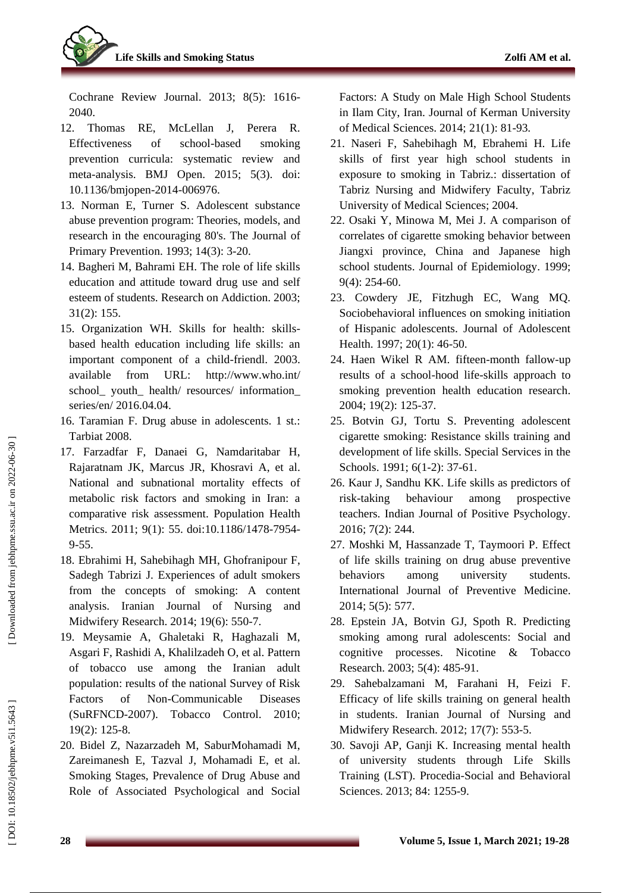Cochrane Review Journal. 2013; 8(5): 1616-2040.

12. Thomas RE, McLellan J, Perera R. Effectiveness of school-based smoking prevention curricula: systematic review and meta-analysis. BMJ Open. 2015; 5(3). doi: 10.1136/bmjopen-2014-006976.
13. Norman E, Turner S. Adolescent substance abuse prevention program: Theories, models, and research in the encouraging 80's. The Journal of Primary Prevention. 1993; 14(3): 3-20.
14. Bagheri M, Bahrami EH. The role of life skills education and attitude toward drug use and self esteem of students. Research on Addiction. 2003; 31(2): 155.
15. Organization WH. Skills for health: skills-based health education including life skills: an important component of a child-friendl. 2003. available from URL: http://www.who.int/ school_ youth_ health/ resources/ information_ series/en/ 2016.04.04.
16. Taramian F. Drug abuse in adolescents. 1 st.: Tarbiat 2008.
17. Farzadfar F, Danaei G, Namdaritabar H, Rajaratnam JK, Marcus JR, Khosravi A, et al. National and subnational mortality effects of metabolic risk factors and smoking in Iran: a comparative risk assessment. Population Health Metrics. 2011; 9(1): 55. doi:10.1186/1478-7954-9-55.
18. Ebrahimi H, Sahebihagh MH, Ghofranipour F, Sadegh Tabrizi J. Experiences of adult smokers from the concepts of smoking: A content analysis. Iranian Journal of Nursing and Midwifery Research. 2014; 19(6): 550-7.
19. Meysamie A, Ghaletaki R, Haghazali M, Asgari F, Rashidi A, Khalilzadeh O, et al. Pattern of tobacco use among the Iranian adult population: results of the national Survey of Risk Factors of Non-Communicable Diseases (SuRFNCD-2007). Tobacco Control. 2010; 19(2): 125-8.
20. Bidel Z, Nazarzadeh M, SaburMohamadi M, Zareimanesh E, Tazval J, Mohamadi E, et al. Smoking Stages, Prevalence of Drug Abuse and Role of Associated Psychological and Social Factors: A Study on Male High School Students in Ilam City, Iran. Journal of Kerman University of Medical Sciences. 2014; 21(1): 81-93.
21. Naseri F, Sahebihagh M, Ebrahemi H. Life skills of first year high school students in exposure to smoking in Tabriz.: dissertation of Tabriz Nursing and Midwifery Faculty, Tabriz University of Medical Sciences; 2004.
22. Osaki Y, Minowa M, Mei J. A comparison of correlates of cigarette smoking behavior between Jiangxi province, China and Japanese high school students. Journal of Epidemiology. 1999; 9(4): 254-60.
23. Cowdery JE, Fitzhugh EC, Wang MQ. Sociobehavioral influences on smoking initiation of Hispanic adolescents. Journal of Adolescent Health. 1997; 20(1): 46-50.
24. Haen Wikel R AM. fifteen-month fallow-up results of a school-hood life-skills approach to smoking prevention health education research. 2004; 19(2): 125-37.
25. Botvin GJ, Tortu S. Preventing adolescent cigarette smoking: Resistance skills training and development of life skills. Special Services in the Schools. 1991; 6(1-2): 37-61.
26. Kaur J, Sandhu KK. Life skills as predictors of risk-taking behaviour among prospective teachers. Indian Journal of Positive Psychology. 2016; 7(2): 244.
27. Moshki M, Hassanzade T, Taymoori P. Effect of life skills training on drug abuse preventive behaviors among university students. International Journal of Preventive Medicine. 2014; 5(5): 577.
28. Epstein JA, Botvin GJ, Spoth R. Predicting smoking among rural adolescents: Social and cognitive processes. Nicotine & Tobacco Research. 2003; 5(4): 485-91.
29. Sahebalzamani M, Farahani H, Feizi F. Efficacy of life skills training on general health in students. Iranian Journal of Nursing and Midwifery Research. 2012; 17(7): 553-5.
30. Savoji AP, Ganji K. Increasing mental health of university students through Life Skills Training (LST). Procedia-Social and Behavioral Sciences. 2013; 84: 1255-9.